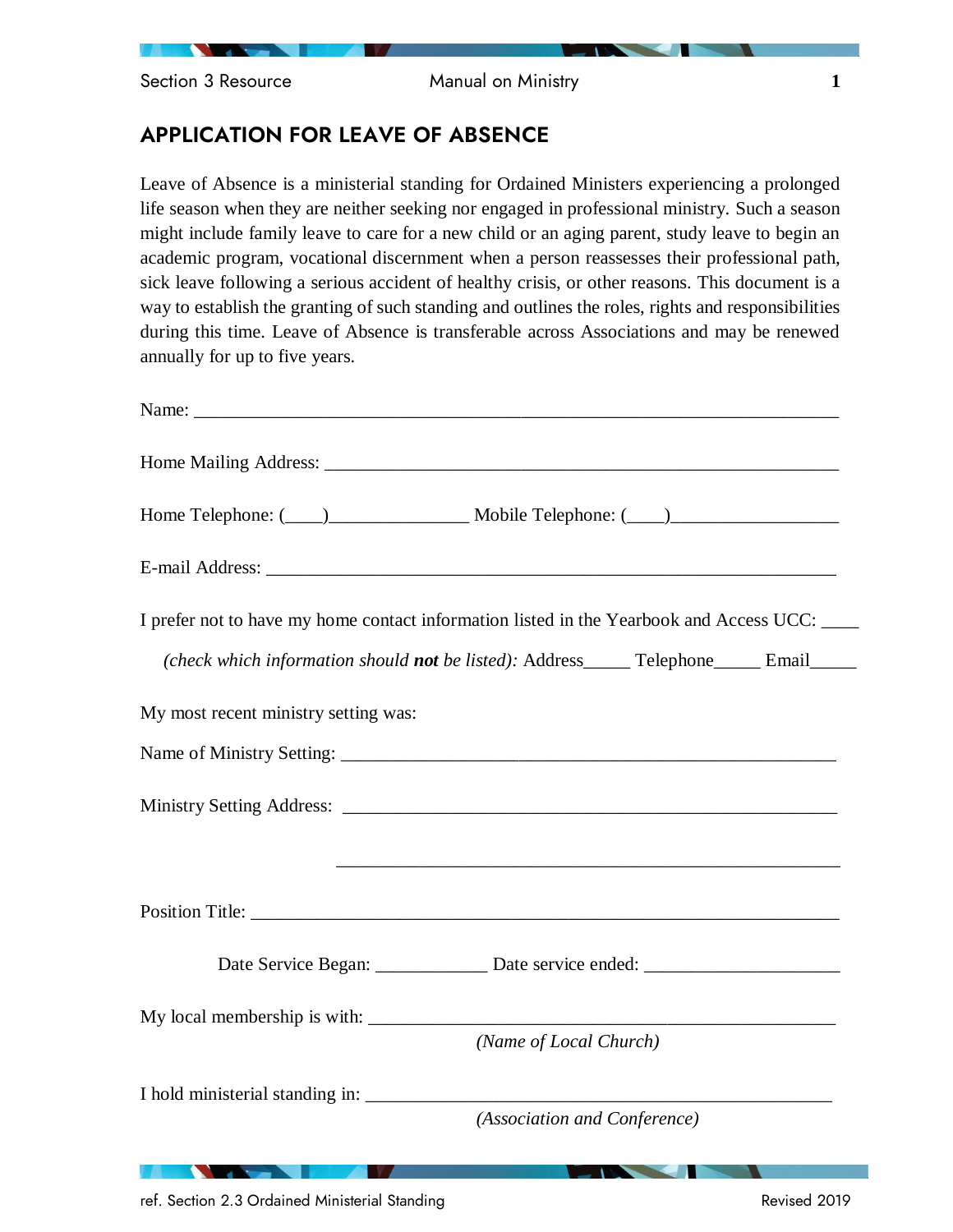## APPLICATION FOR LEAVE OF ABSENCE

Leave of Absence is a ministerial standing for Ordained Ministers experiencing a prolonged life season when they are neither seeking nor engaged in professional ministry. Such a season might include family leave to care for a new child or an aging parent, study leave to begin an academic program, vocational discernment when a person reassesses their professional path, sick leave following a serious accident of healthy crisis, or other reasons. This document is a way to establish the granting of such standing and outlines the roles, rights and responsibilities during this time. Leave of Absence is transferable across Associations and may be renewed annually for up to five years.

Name: ______________________________________________________________________

Home Mailing Address: ________________________________________________________

Home Telephone: (____)_______________ Mobile Telephone: (____)__________________

E-mail Address: ______________________________________________________________

I prefer not to have my home contact information listed in the Yearbook and Access UCC: ____

*(check which information should **not** be listed):* Address_____ Telephone_____ Email_____

My most recent ministry setting was:

Name of Ministry Setting: ______________________________________________________

Ministry Setting Address: ______________________________________________________

______________________________________________________

Position Title: ________________________________________________________________

Date Service Began: ____________ Date service ended: _____________________

My local membership is with: ___________________________________________________

*(Name of Local Church)*

I hold ministerial standing in: ___________________________________________________

*(Association and Conference)*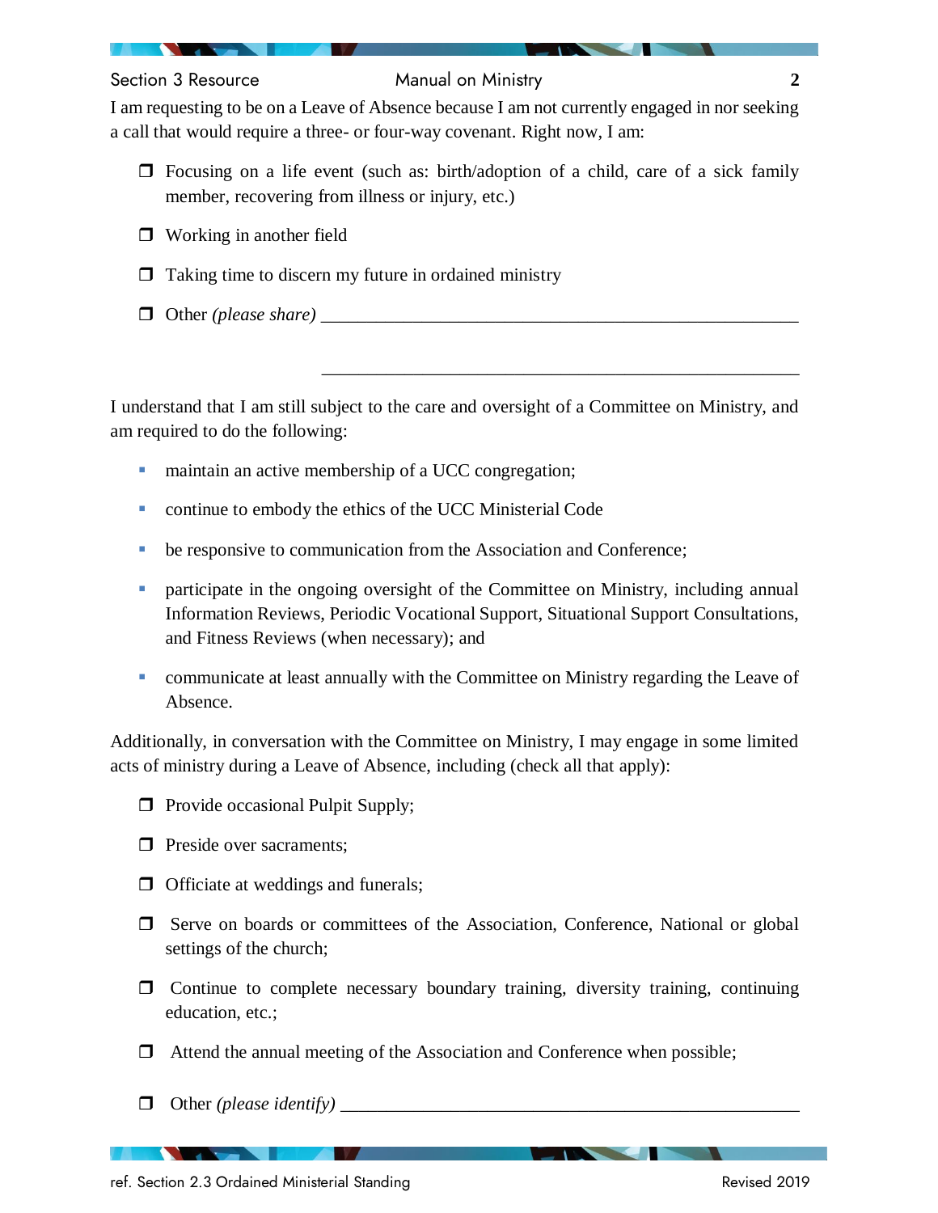I am requesting to be on a Leave of Absence because I am not currently engaged in nor seeking a call that would require a three- or four-way covenant. Right now, I am:

- ❒ Focusing on a life event (such as: birth/adoption of a child, care of a sick family member, recovering from illness or injury, etc.)
- ❒ Working in another field
- ❒ Taking time to discern my future in ordained ministry
- ❒ Other *(please share)* ______________________________________________________

  ______________________________________________________

I understand that I am still subject to the care and oversight of a Committee on Ministry, and am required to do the following:

- maintain an active membership of a UCC congregation;
- continue to embody the ethics of the UCC Ministerial Code
- be responsive to communication from the Association and Conference;
- participate in the ongoing oversight of the Committee on Ministry, including annual Information Reviews, Periodic Vocational Support, Situational Support Consultations, and Fitness Reviews (when necessary); and
- communicate at least annually with the Committee on Ministry regarding the Leave of Absence.

Additionally, in conversation with the Committee on Ministry, I may engage in some limited acts of ministry during a Leave of Absence, including (check all that apply):

- ❒ Provide occasional Pulpit Supply;
- ❒ Preside over sacraments;
- ❒ Officiate at weddings and funerals;
- ❒ Serve on boards or committees of the Association, Conference, National or global settings of the church;
- ❒ Continue to complete necessary boundary training, diversity training, continuing education, etc.;
- ❒ Attend the annual meeting of the Association and Conference when possible;
- ❒ Other *(please identify)* ______________________________________________________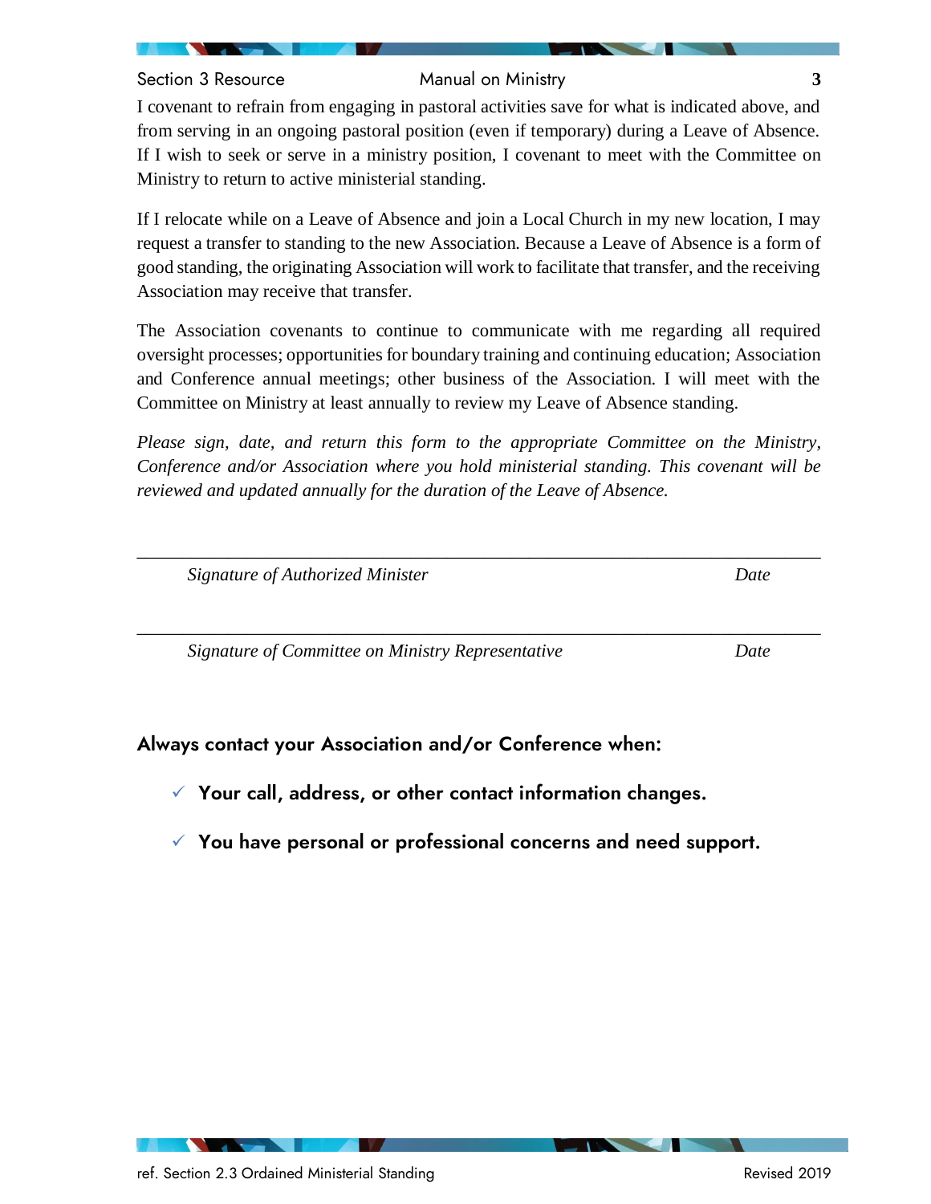I covenant to refrain from engaging in pastoral activities save for what is indicated above, and from serving in an ongoing pastoral position (even if temporary) during a Leave of Absence. If I wish to seek or serve in a ministry position, I covenant to meet with the Committee on Ministry to return to active ministerial standing.

If I relocate while on a Leave of Absence and join a Local Church in my new location, I may request a transfer to standing to the new Association. Because a Leave of Absence is a form of good standing, the originating Association will work to facilitate that transfer, and the receiving Association may receive that transfer.

The Association covenants to continue to communicate with me regarding all required oversight processes; opportunities for boundary training and continuing education; Association and Conference annual meetings; other business of the Association. I will meet with the Committee on Ministry at least annually to review my Leave of Absence standing.

*Please sign, date, and return this form to the appropriate Committee on the Ministry, Conference and/or Association where you hold ministerial standing. This covenant will be reviewed and updated annually for the duration of the Leave of Absence.*

\_\_\_\_\_\_\_\_\_\_\_\_\_\_\_\_\_\_\_\_\_\_\_\_\_\_\_\_\_\_\_\_\_\_\_\_\_\_\_\_\_\_\_\_\_\_\_\_\_\_\_\_\_\_\_\_\_\_\_\_\_\_\_\_\_\_

*Signature of Authorized Minister* *Date*

\_\_\_\_\_\_\_\_\_\_\_\_\_\_\_\_\_\_\_\_\_\_\_\_\_\_\_\_\_\_\_\_\_\_\_\_\_\_\_\_\_\_\_\_\_\_\_\_\_\_\_\_\_\_\_\_\_\_\_\_\_\_\_\_\_\_

*Signature of Committee on Ministry Representative* *Date*

### Always contact your Association and/or Conference when:

- ✓ **Your call, address, or other contact information changes.**
- ✓ **You have personal or professional concerns and need support.**